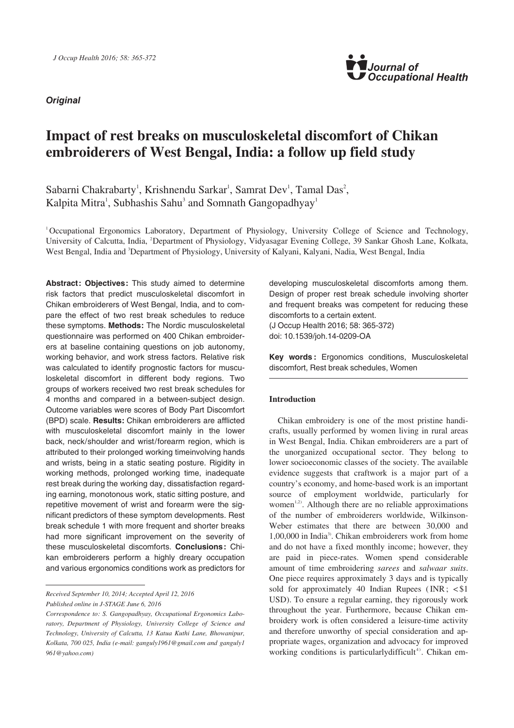*Original*

# Impact of rest breaks on musculoskeletal discomfort of Chikan embroiderers of West Bengal, India: a follow up field study

Sabarni Chakrabarty[1], Krishnendu Sarkar[1], Samrat Dev[1], Tamal Das[2], Kalpita Mitra[1], Subhashis Sahu[3] and Somnath Gangopadhyay[1]

[1]Occupational Ergonomics Laboratory, Department of Physiology, University College of Science and Technology, University of Calcutta, India, [2]Department of Physiology, Vidyasagar Evening College, 39 Sankar Ghosh Lane, Kolkata, West Bengal, India and [3]Department of Physiology, University of Kalyani, Kalyani, Nadia, West Bengal, India

**Abstract: Objectives:** This study aimed to determine risk factors that predict musculoskeletal discomfort in Chikan embroiderers of West Bengal, India, and to compare the effect of two rest break schedules to reduce these symptoms. **Methods:** The Nordic musculoskeletal questionnaire was performed on 400 Chikan embroiderers at baseline containing questions on job autonomy, working behavior, and work stress factors. Relative risk was calculated to identify prognostic factors for musculoskeletal discomfort in different body regions. Two groups of workers received two rest break schedules for 4 months and compared in a between-subject design. Outcome variables were scores of Body Part Discomfort (BPD) scale. **Results:** Chikan embroiderers are afflicted with musculoskeletal discomfort mainly in the lower back, neck/shoulder and wrist/forearm region, which is attributed to their prolonged working timeinvolving hands and wrists, being in a static seating posture. Rigidity in working methods, prolonged working time, inadequate rest break during the working day, dissatisfaction regarding earning, monotonous work, static sitting posture, and repetitive movement of wrist and forearm were the significant predictors of these symptom developments. Rest break schedule 1 with more frequent and shorter breaks had more significant improvement on the severity of these musculoskeletal discomforts. **Conclusions:** Chikan embroiderers perform a highly dreary occupation and various ergonomics conditions work as predictors for developing musculoskeletal discomforts among them. Design of proper rest break schedule involving shorter and frequent breaks was competent for reducing these discomforts to a certain extent.
(J Occup Health 2016; 58: 365-372)
doi: 10.1539/joh.14-0209-OA

**Key words:** Ergonomics conditions, Musculoskeletal discomfort, Rest break schedules, Women

*Received September 10, 2014; Accepted April 12, 2016*
*Published online in J-STAGE June 6, 2016*
*Correspondence to: S. Gangopadhyay, Occupational Ergonomics Laboratory, Department of Physiology, University College of Science and Technology, University of Calcutta, 13 Katua Kuthi Lane, Bhowanipur, Kolkata, 700 025, India (e-mail: ganguly1961@gmail.com and ganguly1961@yahoo.com)*

## Introduction

Chikan embroidery is one of the most pristine handicrafts, usually performed by women living in rural areas in West Bengal, India. Chikan embroiderers are a part of the unorganized occupational sector. They belong to lower socioeconomic classes of the society. The available evidence suggests that craftwork is a major part of a country's economy, and home-based work is an important source of employment worldwide, particularly for women[1,2]. Although there are no reliable approximations of the number of embroiderers worldwide, Wilkinson-Weber estimates that there are between 30,000 and 1,00,000 in India[3]. Chikan embroiderers work from home and do not have a fixed monthly income; however, they are paid in piece-rates. Women spend considerable amount of time embroidering *sarees* and *salwaar suits*. One piece requires approximately 3 days and is typically sold for approximately 40 Indian Rupees (INR; <$1 USD). To ensure a regular earning, they rigorously work throughout the year. Furthermore, because Chikan embroidery work is often considered a leisure-time activity and therefore unworthy of special consideration and appropriate wages, organization and advocacy for improved working conditions is particularlydifficult[4]. Chikan em-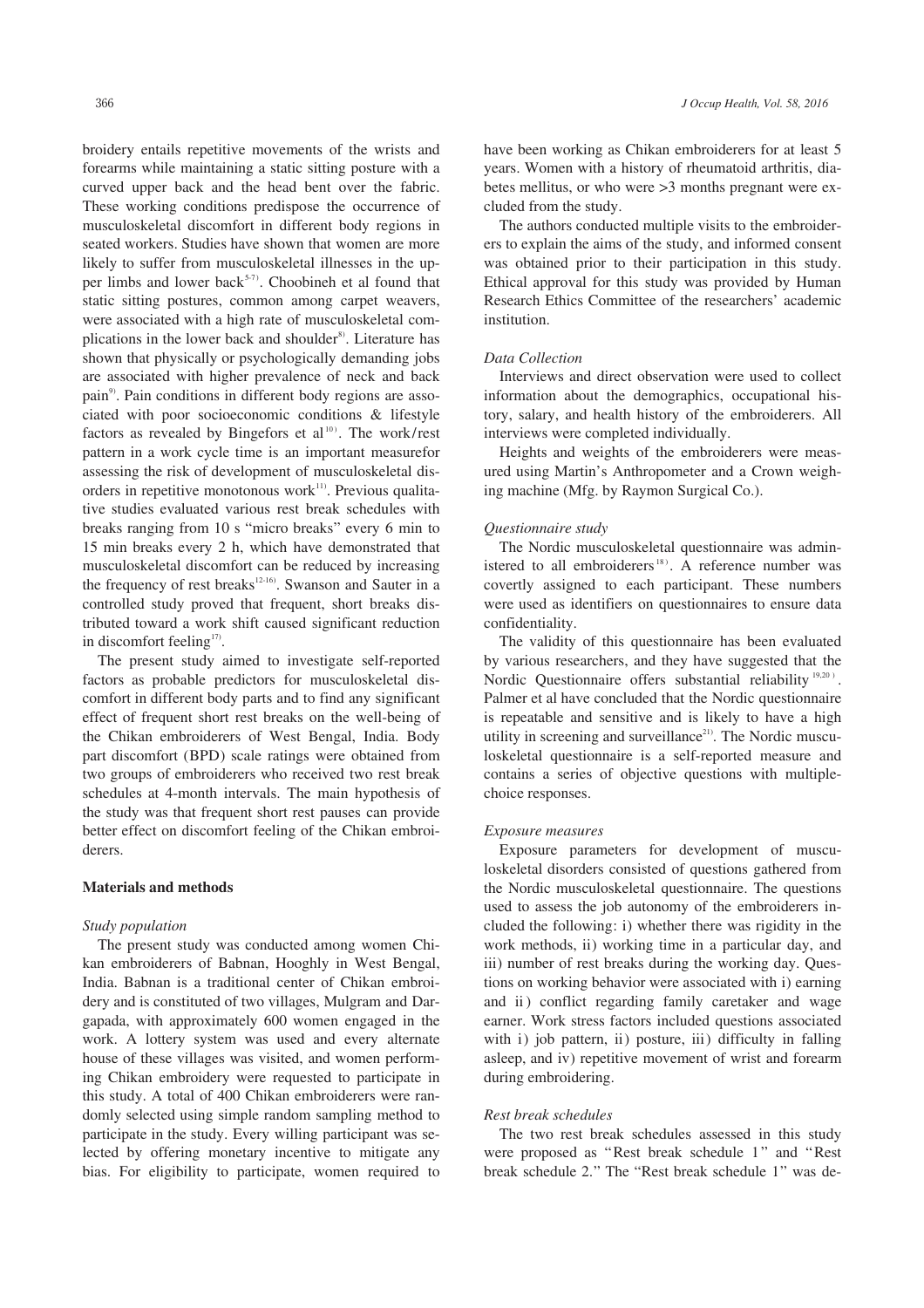broidery entails repetitive movements of the wrists and forearms while maintaining a static sitting posture with a curved upper back and the head bent over the fabric. These working conditions predispose the occurrence of musculoskeletal discomfort in different body regions in seated workers. Studies have shown that women are more likely to suffer from musculoskeletal illnesses in the upper limbs and lower back[5-7]. Choobineh et al found that static sitting postures, common among carpet weavers, were associated with a high rate of musculoskeletal complications in the lower back and shoulder[8]. Literature has shown that physically or psychologically demanding jobs are associated with higher prevalence of neck and back pain[9]. Pain conditions in different body regions are associated with poor socioeconomic conditions & lifestyle factors as revealed by Bingefors et al[10]. The work/rest pattern in a work cycle time is an important measurefor assessing the risk of development of musculoskeletal disorders in repetitive monotonous work[11]. Previous qualitative studies evaluated various rest break schedules with breaks ranging from 10 s "micro breaks" every 6 min to 15 min breaks every 2 h, which have demonstrated that musculoskeletal discomfort can be reduced by increasing the frequency of rest breaks[12-16]. Swanson and Sauter in a controlled study proved that frequent, short breaks distributed toward a work shift caused significant reduction in discomfort feeling[17].

The present study aimed to investigate self-reported factors as probable predictors for musculoskeletal discomfort in different body parts and to find any significant effect of frequent short rest breaks on the well-being of the Chikan embroiderers of West Bengal, India. Body part discomfort (BPD) scale ratings were obtained from two groups of embroiderers who received two rest break schedules at 4-month intervals. The main hypothesis of the study was that frequent short rest pauses can provide better effect on discomfort feeling of the Chikan embroiderers.

## Materials and methods

### *Study population*

The present study was conducted among women Chikan embroiderers of Babnan, Hooghly in West Bengal, India. Babnan is a traditional center of Chikan embroidery and is constituted of two villages, Mulgram and Dargapada, with approximately 600 women engaged in the work. A lottery system was used and every alternate house of these villages was visited, and women performing Chikan embroidery were requested to participate in this study. A total of 400 Chikan embroiderers were randomly selected using simple random sampling method to participate in the study. Every willing participant was selected by offering monetary incentive to mitigate any bias. For eligibility to participate, women required to have been working as Chikan embroiderers for at least 5 years. Women with a history of rheumatoid arthritis, diabetes mellitus, or who were >3 months pregnant were excluded from the study.

The authors conducted multiple visits to the embroiderers to explain the aims of the study, and informed consent was obtained prior to their participation in this study. Ethical approval for this study was provided by Human Research Ethics Committee of the researchers' academic institution.

### *Data Collection*

Interviews and direct observation were used to collect information about the demographics, occupational history, salary, and health history of the embroiderers. All interviews were completed individually.

Heights and weights of the embroiderers were measured using Martin's Anthropometer and a Crown weighing machine (Mfg. by Raymon Surgical Co.).

### *Questionnaire study*

The Nordic musculoskeletal questionnaire was administered to all embroiderers[18]. A reference number was covertly assigned to each participant. These numbers were used as identifiers on questionnaires to ensure data confidentiality.

The validity of this questionnaire has been evaluated by various researchers, and they have suggested that the Nordic Questionnaire offers substantial reliability[19,20]. Palmer et al have concluded that the Nordic questionnaire is repeatable and sensitive and is likely to have a high utility in screening and surveillance[21]. The Nordic musculoskeletal questionnaire is a self-reported measure and contains a series of objective questions with multiple-choice responses.

### *Exposure measures*

Exposure parameters for development of musculoskeletal disorders consisted of questions gathered from the Nordic musculoskeletal questionnaire. The questions used to assess the job autonomy of the embroiderers included the following: i) whether there was rigidity in the work methods, ii) working time in a particular day, and iii) number of rest breaks during the working day. Questions on working behavior were associated with i) earning and ii) conflict regarding family caretaker and wage earner. Work stress factors included questions associated with i) job pattern, ii) posture, iii) difficulty in falling asleep, and iv) repetitive movement of wrist and forearm during embroidering.

### *Rest break schedules*

The two rest break schedules assessed in this study were proposed as "Rest break schedule 1" and "Rest break schedule 2." The "Rest break schedule 1" was de-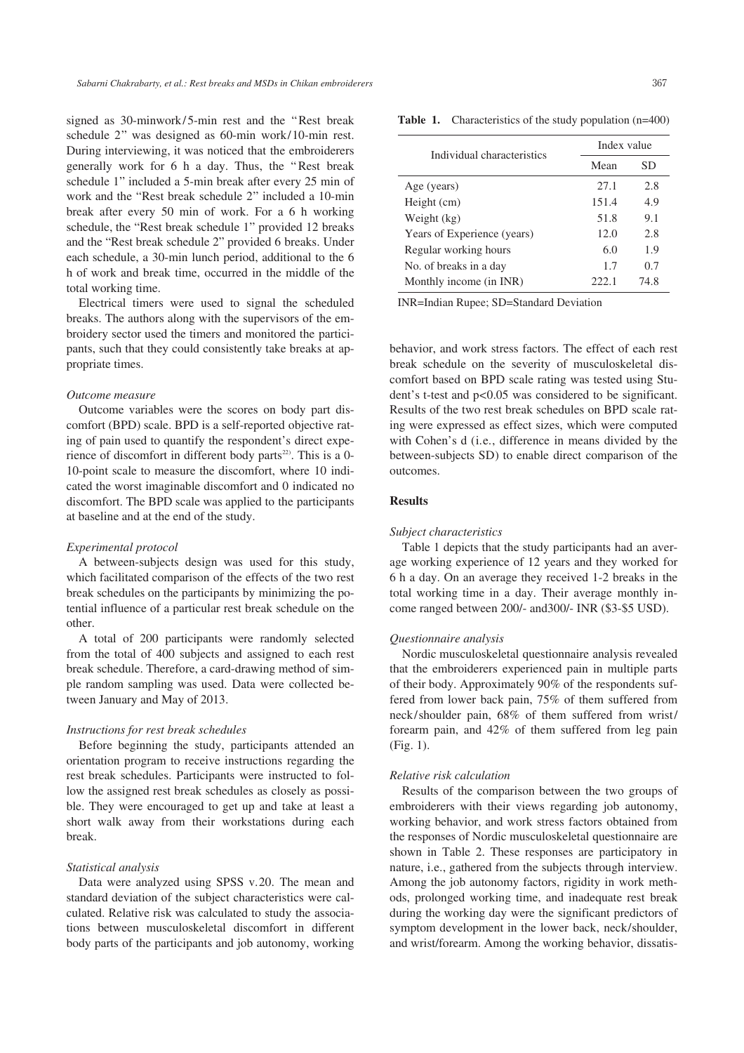signed as 30-minwork/5-min rest and the "Rest break schedule 2" was designed as 60-min work/10-min rest. During interviewing, it was noticed that the embroiderers generally work for 6 h a day. Thus, the "Rest break schedule 1" included a 5-min break after every 25 min of work and the "Rest break schedule 2" included a 10-min break after every 50 min of work. For a 6 h working schedule, the "Rest break schedule 1" provided 12 breaks and the "Rest break schedule 2" provided 6 breaks. Under each schedule, a 30-min lunch period, additional to the 6 h of work and break time, occurred in the middle of the total working time.

Electrical timers were used to signal the scheduled breaks. The authors along with the supervisors of the embroidery sector used the timers and monitored the participants, such that they could consistently take breaks at appropriate times.

*Outcome measure*

Outcome variables were the scores on body part discomfort (BPD) scale. BPD is a self-reported objective rating of pain used to quantify the respondent's direct experience of discomfort in different body parts[22]. This is a 0-10-point scale to measure the discomfort, where 10 indicated the worst imaginable discomfort and 0 indicated no discomfort. The BPD scale was applied to the participants at baseline and at the end of the study.

*Experimental protocol*

A between-subjects design was used for this study, which facilitated comparison of the effects of the two rest break schedules on the participants by minimizing the potential influence of a particular rest break schedule on the other.

A total of 200 participants were randomly selected from the total of 400 subjects and assigned to each rest break schedule. Therefore, a card-drawing method of simple random sampling was used. Data were collected between January and May of 2013.

*Instructions for rest break schedules*

Before beginning the study, participants attended an orientation program to receive instructions regarding the rest break schedules. Participants were instructed to follow the assigned rest break schedules as closely as possible. They were encouraged to get up and take at least a short walk away from their workstations during each break.

*Statistical analysis*

Data were analyzed using SPSS v.20. The mean and standard deviation of the subject characteristics were calculated. Relative risk was calculated to study the associations between musculoskeletal discomfort in different body parts of the participants and job autonomy, working behavior, and work stress factors. The effect of each rest break schedule on the severity of musculoskeletal discomfort based on BPD scale rating was tested using Student's t-test and $p<0.05$ was considered to be significant. Results of the two rest break schedules on BPD scale rating were expressed as effect sizes, which were computed with Cohen's d (i.e., difference in means divided by the between-subjects SD) to enable direct comparison of the outcomes.

**Table 1.** Characteristics of the study population (n=400)

| Individual characteristics | Index value | |
|---|---|---|
| | Mean | SD |
| Age (years) | 27.1 | 2.8 |
| Height (cm) | 151.4 | 4.9 |
| Weight (kg) | 51.8 | 9.1 |
| Years of Experience (years) | 12.0 | 2.8 |
| Regular working hours | 6.0 | 1.9 |
| No. of breaks in a day | 1.7 | 0.7 |
| Monthly income (in INR) | 222.1 | 74.8 |

INR=Indian Rupee; SD=Standard Deviation

## Results

*Subject characteristics*

Table 1 depicts that the study participants had an average working experience of 12 years and they worked for 6 h a day. On an average they received 1-2 breaks in the total working time in a day. Their average monthly income ranged between 200/- and300/- INR ($3-$5 USD).

*Questionnaire analysis*

Nordic musculoskeletal questionnaire analysis revealed that the embroiderers experienced pain in multiple parts of their body. Approximately 90% of the respondents suffered from lower back pain, 75% of them suffered from neck/shoulder pain, 68% of them suffered from wrist/forearm pain, and 42% of them suffered from leg pain (Fig. 1).

*Relative risk calculation*

Results of the comparison between the two groups of embroiderers with their views regarding job autonomy, working behavior, and work stress factors obtained from the responses of Nordic musculoskeletal questionnaire are shown in Table 2. These responses are participatory in nature, i.e., gathered from the subjects through interview. Among the job autonomy factors, rigidity in work methods, prolonged working time, and inadequate rest break during the working day were the significant predictors of symptom development in the lower back, neck/shoulder, and wrist/forearm. Among the working behavior, dissatis-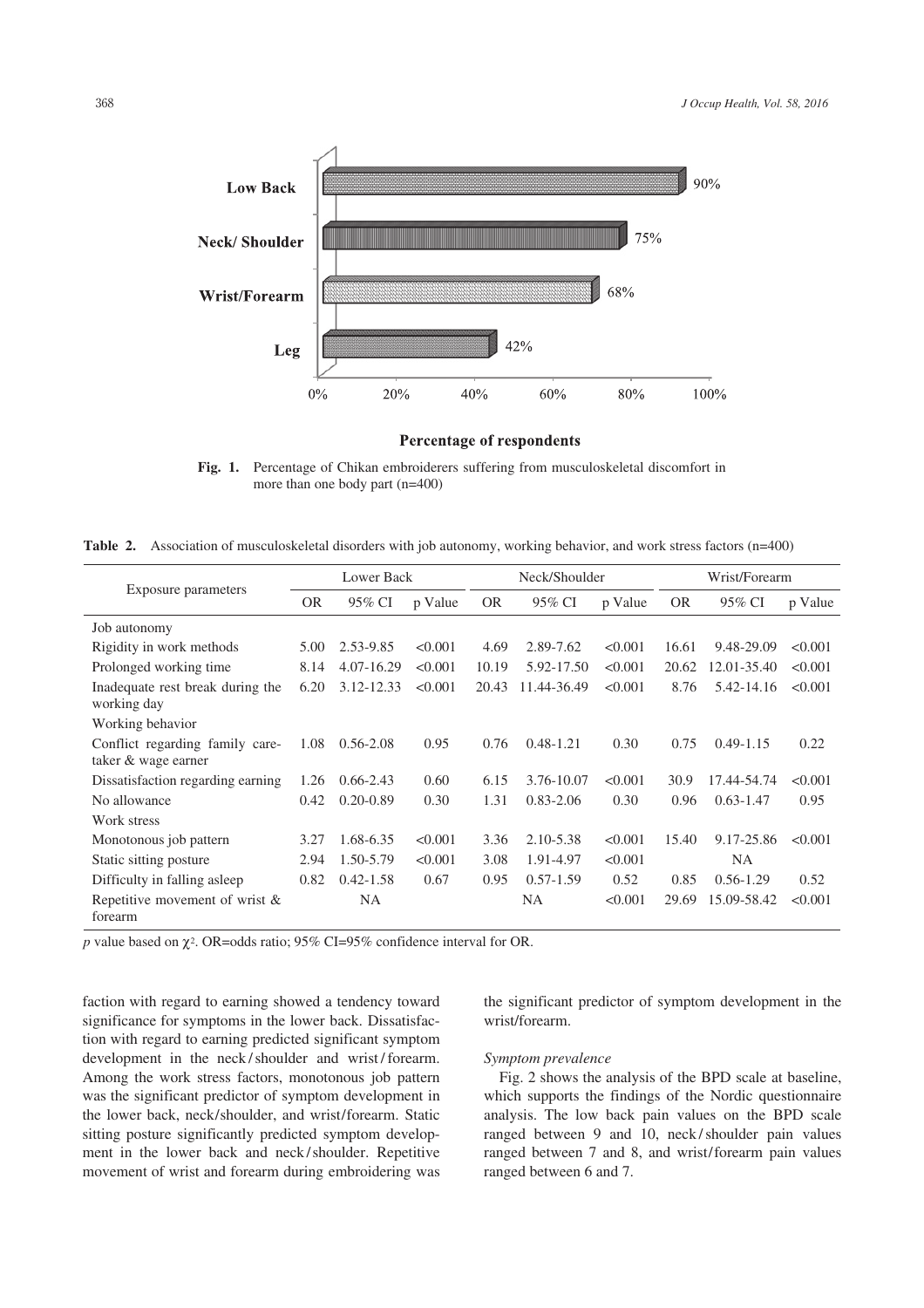**Fig. 1.** Percentage of Chikan embroiderers suffering from musculoskeletal discomfort in more than one body part (n=400)

**Table 2.** Association of musculoskeletal disorders with job autonomy, working behavior, and work stress factors (n=400)

| Exposure parameters | Lower Back | | | Neck/Shoulder | | | Wrist/Forearm | | |
|---|---|---|---|---|---|---|---|---|---|
| | OR | 95% CI | p Value | OR | 95% CI | p Value | OR | 95% CI | p Value |
| Job autonomy | | | | | | | | | |
| Rigidity in work methods | 5.00 | 2.53-9.85 | <0.001 | 4.69 | 2.89-7.62 | <0.001 | 16.61 | 9.48-29.09 | <0.001 |
| Prolonged working time | 8.14 | 4.07-16.29 | <0.001 | 10.19 | 5.92-17.50 | <0.001 | 20.62 | 12.01-35.40 | <0.001 |
| Inadequate rest break during the working day | 6.20 | 3.12-12.33 | <0.001 | 20.43 | 11.44-36.49 | <0.001 | 8.76 | 5.42-14.16 | <0.001 |
| Working behavior | | | | | | | | | |
| Conflict regarding family caretaker & wage earner | 1.08 | 0.56-2.08 | 0.95 | 0.76 | 0.48-1.21 | 0.30 | 0.75 | 0.49-1.15 | 0.22 |
| Dissatisfaction regarding earning | 1.26 | 0.66-2.43 | 0.60 | 6.15 | 3.76-10.07 | <0.001 | 30.9 | 17.44-54.74 | <0.001 |
| No allowance | 0.42 | 0.20-0.89 | 0.30 | 1.31 | 0.83-2.06 | 0.30 | 0.96 | 0.63-1.47 | 0.95 |
| Work stress | | | | | | | | | |
| Monotonous job pattern | 3.27 | 1.68-6.35 | <0.001 | 3.36 | 2.10-5.38 | <0.001 | 15.40 | 9.17-25.86 | <0.001 |
| Static sitting posture | 2.94 | 1.50-5.79 | <0.001 | 3.08 | 1.91-4.97 | <0.001 | | NA | |
| Difficulty in falling asleep | 0.82 | 0.42-1.58 | 0.67 | 0.95 | 0.57-1.59 | 0.52 | 0.85 | 0.56-1.29 | 0.52 |
| Repetitive movement of wrist & forearm | | NA | | | NA | <0.001 | 29.69 | 15.09-58.42 | <0.001 |

$p$ value based on $\chi^2$. OR=odds ratio; 95% CI=95% confidence interval for OR.

faction with regard to earning showed a tendency toward significance for symptoms in the lower back. Dissatisfaction with regard to earning predicted significant symptom development in the neck/shoulder and wrist/forearm. Among the work stress factors, monotonous job pattern was the significant predictor of symptom development in the lower back, neck/shoulder, and wrist/forearm. Static sitting posture significantly predicted symptom development in the lower back and neck/shoulder. Repetitive movement of wrist and forearm during embroidering was the significant predictor of symptom development in the wrist/forearm.

*Symptom prevalence*

Fig. 2 shows the analysis of the BPD scale at baseline, which supports the findings of the Nordic questionnaire analysis. The low back pain values on the BPD scale ranged between 9 and 10, neck/shoulder pain values ranged between 7 and 8, and wrist/forearm pain values ranged between 6 and 7.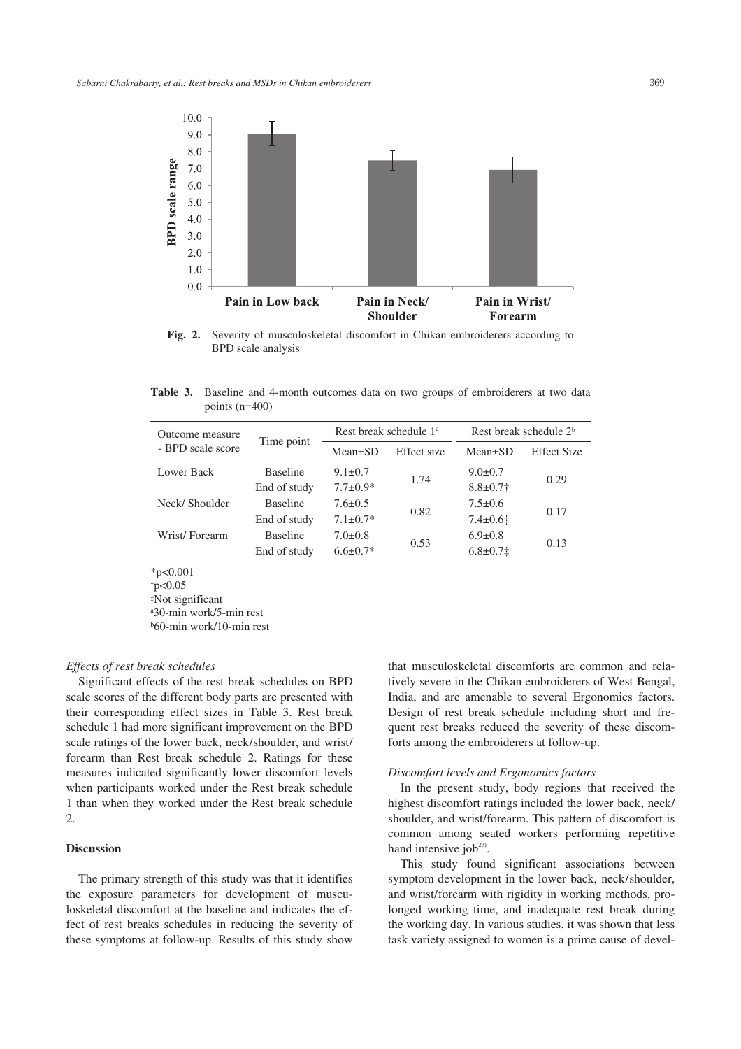Fig. 2. Severity of musculoskeletal discomfort in Chikan embroiderers according to BPD scale analysis

Table 3. Baseline and 4-month outcomes data on two groups of embroiderers at two data points (n=400)

| Outcome measure - BPD scale score | Time point | Rest break schedule 1[a] | | Rest break schedule 2[b] | |
|---|---|---|---|---|---|
| | | Mean±SD | Effect size | Mean±SD | Effect Size |
| Lower Back | Baseline | 9.1±0.7 | 1.74 | 9.0±0.7 | 0.29 |
| | End of study | 7.7±0.9* | | 8.8±0.7† | |
| Neck/ Shoulder | Baseline | 7.6±0.5 | 0.82 | 7.5±0.6 | 0.17 |
| | End of study | 7.1±0.7* | | 7.4±0.6‡ | |
| Wrist/ Forearm | Baseline | 7.0±0.8 | 0.53 | 6.9±0.8 | 0.13 |
| | End of study | 6.6±0.7* | | 6.8±0.7‡ | |

*$p<0.001$
†$p<0.05$
‡Not significant
[a]30-min work/5-min rest
[b]60-min work/10-min rest

*Effects of rest break schedules*

Significant effects of the rest break schedules on BPD scale scores of the different body parts are presented with their corresponding effect sizes in Table 3. Rest break schedule 1 had more significant improvement on the BPD scale ratings of the lower back, neck/shoulder, and wrist/forearm than Rest break schedule 2. Ratings for these measures indicated significantly lower discomfort levels when participants worked under the Rest break schedule 1 than when they worked under the Rest break schedule 2.

## Discussion

The primary strength of this study was that it identifies the exposure parameters for development of musculoskeletal discomfort at the baseline and indicates the effect of rest breaks schedules in reducing the severity of these symptoms at follow-up. Results of this study show that musculoskeletal discomforts are common and relatively severe in the Chikan embroiderers of West Bengal, India, and are amenable to several Ergonomics factors. Design of rest break schedule including short and frequent rest breaks reduced the severity of these discomforts among the embroiderers at follow-up.

*Discomfort levels and Ergonomics factors*

In the present study, body regions that received the highest discomfort ratings included the lower back, neck/shoulder, and wrist/forearm. This pattern of discomfort is common among seated workers performing repetitive hand intensive job[23].

This study found significant associations between symptom development in the lower back, neck/shoulder, and wrist/forearm with rigidity in working methods, prolonged working time, and inadequate rest break during the working day. In various studies, it was shown that less task variety assigned to women is a prime cause of devel-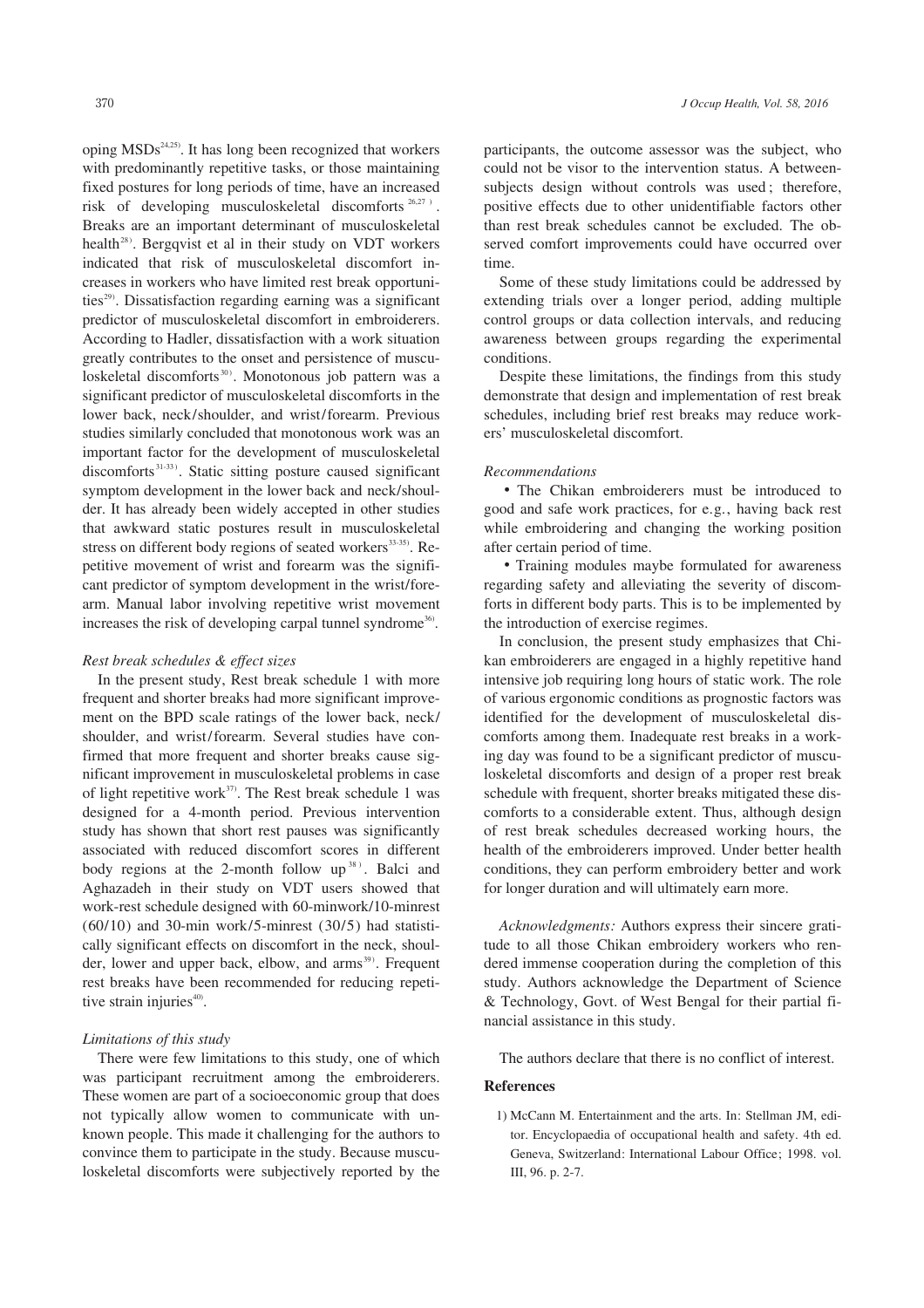oping MSDs[24,25]. It has long been recognized that workers with predominantly repetitive tasks, or those maintaining fixed postures for long periods of time, have an increased risk of developing musculoskeletal discomforts[26,27]. Breaks are an important determinant of musculoskeletal health[28]. Bergqvist et al in their study on VDT workers indicated that risk of musculoskeletal discomfort increases in workers who have limited rest break opportunities[29]. Dissatisfaction regarding earning was a significant predictor of musculoskeletal discomfort in embroiderers. According to Hadler, dissatisfaction with a work situation greatly contributes to the onset and persistence of musculoskeletal discomforts[30]. Monotonous job pattern was a significant predictor of musculoskeletal discomforts in the lower back, neck/shoulder, and wrist/forearm. Previous studies similarly concluded that monotonous work was an important factor for the development of musculoskeletal discomforts[31-33]. Static sitting posture caused significant symptom development in the lower back and neck/shoulder. It has already been widely accepted in other studies that awkward static postures result in musculoskeletal stress on different body regions of seated workers[33-35]. Repetitive movement of wrist and forearm was the significant predictor of symptom development in the wrist/forearm. Manual labor involving repetitive wrist movement increases the risk of developing carpal tunnel syndrome[36].

*Rest break schedules & effect sizes*

In the present study, Rest break schedule 1 with more frequent and shorter breaks had more significant improvement on the BPD scale ratings of the lower back, neck/shoulder, and wrist/forearm. Several studies have confirmed that more frequent and shorter breaks cause significant improvement in musculoskeletal problems in case of light repetitive work[37]. The Rest break schedule 1 was designed for a 4-month period. Previous intervention study has shown that short rest pauses was significantly associated with reduced discomfort scores in different body regions at the 2-month follow up[38]. Balci and Aghazadeh in their study on VDT users showed that work-rest schedule designed with 60-minwork/10-minrest (60/10) and 30-min work/5-minrest (30/5) had statistically significant effects on discomfort in the neck, shoulder, lower and upper back, elbow, and arms[39]. Frequent rest breaks have been recommended for reducing repetitive strain injuries[40].

*Limitations of this study*

There were few limitations to this study, one of which was participant recruitment among the embroiderers. These women are part of a socioeconomic group that does not typically allow women to communicate with unknown people. This made it challenging for the authors to convince them to participate in the study. Because musculoskeletal discomforts were subjectively reported by the participants, the outcome assessor was the subject, who could not be visor to the intervention status. A between-subjects design without controls was used; therefore, positive effects due to other unidentifiable factors other than rest break schedules cannot be excluded. The observed comfort improvements could have occurred over time.

Some of these study limitations could be addressed by extending trials over a longer period, adding multiple control groups or data collection intervals, and reducing awareness between groups regarding the experimental conditions.

Despite these limitations, the findings from this study demonstrate that design and implementation of rest break schedules, including brief rest breaks may reduce workers' musculoskeletal discomfort.

*Recommendations*

- The Chikan embroiderers must be introduced to good and safe work practices, for e.g., having back rest while embroidering and changing the working position after certain period of time.
- Training modules maybe formulated for awareness regarding safety and alleviating the severity of discomforts in different body parts. This is to be implemented by the introduction of exercise regimes.

In conclusion, the present study emphasizes that Chikan embroiderers are engaged in a highly repetitive hand intensive job requiring long hours of static work. The role of various ergonomic conditions as prognostic factors was identified for the development of musculoskeletal discomforts among them. Inadequate rest breaks in a working day was found to be a significant predictor of musculoskeletal discomforts and design of a proper rest break schedule with frequent, shorter breaks mitigated these discomforts to a considerable extent. Thus, although design of rest break schedules decreased working hours, the health of the embroiderers improved. Under better health conditions, they can perform embroidery better and work for longer duration and will ultimately earn more.

*Acknowledgments:* Authors express their sincere gratitude to all those Chikan embroidery workers who rendered immense cooperation during the completion of this study. Authors acknowledge the Department of Science & Technology, Govt. of West Bengal for their partial financial assistance in this study.

The authors declare that there is no conflict of interest.

## References

1) McCann M. Entertainment and the arts. In: Stellman JM, editor. Encyclopaedia of occupational health and safety. 4th ed. Geneva, Switzerland: International Labour Office; 1998. vol. III, 96. p. 2-7.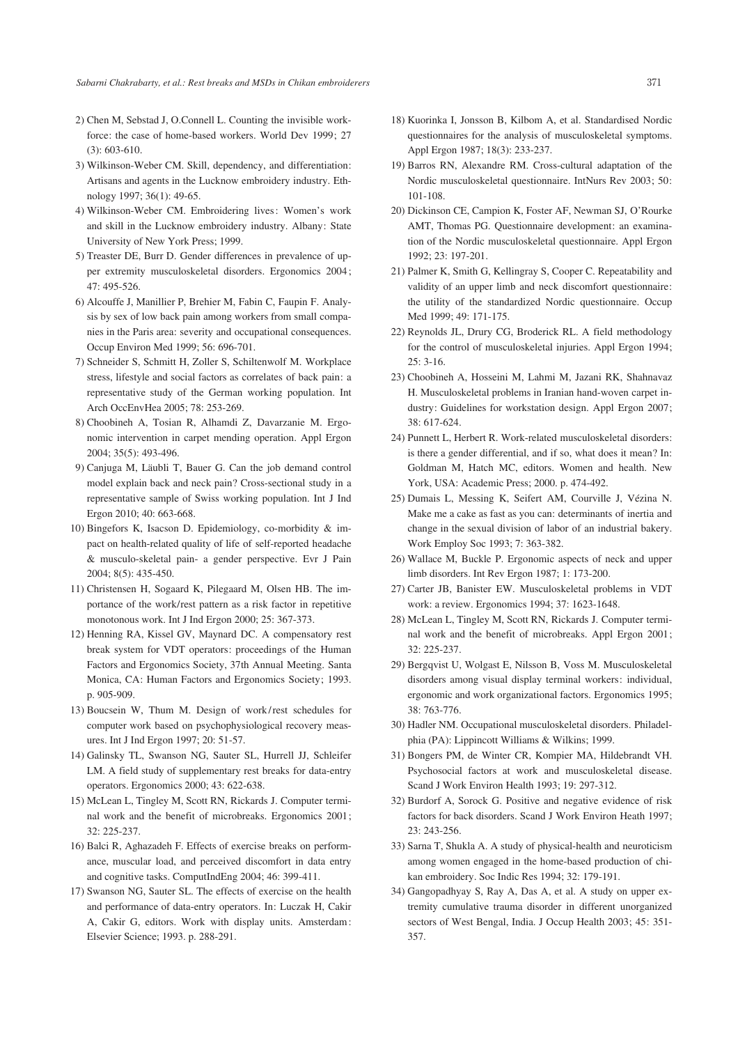2) Chen M, Sebstad J, O.Connell L. Counting the invisible workforce: the case of home-based workers. World Dev 1999; 27 (3): 603-610.
3) Wilkinson-Weber CM. Skill, dependency, and differentiation: Artisans and agents in the Lucknow embroidery industry. Ethnology 1997; 36(1): 49-65.
4) Wilkinson-Weber CM. Embroidering lives: Women's work and skill in the Lucknow embroidery industry. Albany: State University of New York Press; 1999.
5) Treaster DE, Burr D. Gender differences in prevalence of upper extremity musculoskeletal disorders. Ergonomics 2004; 47: 495-526.
6) Alcouffe J, Manillier P, Brehier M, Fabin C, Faupin F. Analysis by sex of low back pain among workers from small companies in the Paris area: severity and occupational consequences. Occup Environ Med 1999; 56: 696-701.
7) Schneider S, Schmitt H, Zoller S, Schiltenwolf M. Workplace stress, lifestyle and social factors as correlates of back pain: a representative study of the German working population. Int Arch OccEnvHea 2005; 78: 253-269.
8) Choobineh A, Tosian R, Alhamdi Z, Davarzanie M. Ergonomic intervention in carpet mending operation. Appl Ergon 2004; 35(5): 493-496.
9) Canjuga M, Läubli T, Bauer G. Can the job demand control model explain back and neck pain? Cross-sectional study in a representative sample of Swiss working population. Int J Ind Ergon 2010; 40: 663-668.
10) Bingefors K, Isacson D. Epidemiology, co-morbidity & impact on health-related quality of life of self-reported headache & musculo-skeletal pain- a gender perspective. Evr J Pain 2004; 8(5): 435-450.
11) Christensen H, Sogaard K, Pilegaard M, Olsen HB. The importance of the work/rest pattern as a risk factor in repetitive monotonous work. Int J Ind Ergon 2000; 25: 367-373.
12) Henning RA, Kissel GV, Maynard DC. A compensatory rest break system for VDT operators: proceedings of the Human Factors and Ergonomics Society, 37th Annual Meeting. Santa Monica, CA: Human Factors and Ergonomics Society; 1993. p. 905-909.
13) Boucsein W, Thum M. Design of work/rest schedules for computer work based on psychophysiological recovery measures. Int J Ind Ergon 1997; 20: 51-57.
14) Galinsky TL, Swanson NG, Sauter SL, Hurrell JJ, Schleifer LM. A field study of supplementary rest breaks for data-entry operators. Ergonomics 2000; 43: 622-638.
15) McLean L, Tingley M, Scott RN, Rickards J. Computer terminal work and the benefit of microbreaks. Ergonomics 2001; 32: 225-237.
16) Balci R, Aghazadeh F. Effects of exercise breaks on performance, muscular load, and perceived discomfort in data entry and cognitive tasks. ComputIndEng 2004; 46: 399-411.
17) Swanson NG, Sauter SL. The effects of exercise on the health and performance of data-entry operators. In: Luczak H, Cakir A, Cakir G, editors. Work with display units. Amsterdam: Elsevier Science; 1993. p. 288-291.
18) Kuorinka I, Jonsson B, Kilbom A, et al. Standardised Nordic questionnaires for the analysis of musculoskeletal symptoms. Appl Ergon 1987; 18(3): 233-237.
19) Barros RN, Alexandre RM. Cross-cultural adaptation of the Nordic musculoskeletal questionnaire. IntNurs Rev 2003; 50: 101-108.
20) Dickinson CE, Campion K, Foster AF, Newman SJ, O'Rourke AMT, Thomas PG. Questionnaire development: an examination of the Nordic musculoskeletal questionnaire. Appl Ergon 1992; 23: 197-201.
21) Palmer K, Smith G, Kellingray S, Cooper C. Repeatability and validity of an upper limb and neck discomfort questionnaire: the utility of the standardized Nordic questionnaire. Occup Med 1999; 49: 171-175.
22) Reynolds JL, Drury CG, Broderick RL. A field methodology for the control of musculoskeletal injuries. Appl Ergon 1994; 25: 3-16.
23) Choobineh A, Hosseini M, Lahmi M, Jazani RK, Shahnavaz H. Musculoskeletal problems in Iranian hand-woven carpet industry: Guidelines for workstation design. Appl Ergon 2007; 38: 617-624.
24) Punnett L, Herbert R. Work-related musculoskeletal disorders: is there a gender differential, and if so, what does it mean? In: Goldman M, Hatch MC, editors. Women and health. New York, USA: Academic Press; 2000. p. 474-492.
25) Dumais L, Messing K, Seifert AM, Courville J, Vézina N. Make me a cake as fast as you can: determinants of inertia and change in the sexual division of labor of an industrial bakery. Work Employ Soc 1993; 7: 363-382.
26) Wallace M, Buckle P. Ergonomic aspects of neck and upper limb disorders. Int Rev Ergon 1987; 1: 173-200.
27) Carter JB, Banister EW. Musculoskeletal problems in VDT work: a review. Ergonomics 1994; 37: 1623-1648.
28) McLean L, Tingley M, Scott RN, Rickards J. Computer terminal work and the benefit of microbreaks. Appl Ergon 2001; 32: 225-237.
29) Bergqvist U, Wolgast E, Nilsson B, Voss M. Musculoskeletal disorders among visual display terminal workers: individual, ergonomic and work organizational factors. Ergonomics 1995; 38: 763-776.
30) Hadler NM. Occupational musculoskeletal disorders. Philadelphia (PA): Lippincott Williams & Wilkins; 1999.
31) Bongers PM, de Winter CR, Kompier MA, Hildebrandt VH. Psychosocial factors at work and musculoskeletal disease. Scand J Work Environ Health 1993; 19: 297-312.
32) Burdorf A, Sorock G. Positive and negative evidence of risk factors for back disorders. Scand J Work Environ Heath 1997; 23: 243-256.
33) Sarna T, Shukla A. A study of physical-health and neuroticism among women engaged in the home-based production of chikan embroidery. Soc Indic Res 1994; 32: 179-191.
34) Gangopadhyay S, Ray A, Das A, et al. A study on upper extremity cumulative trauma disorder in different unorganized sectors of West Bengal, India. J Occup Health 2003; 45: 351-357.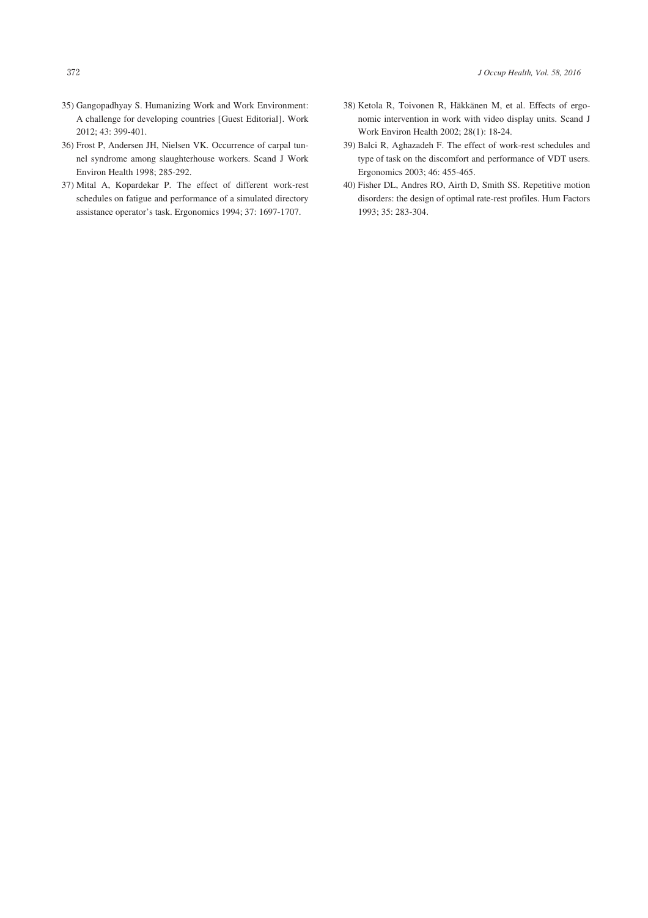35) Gangopadhyay S. Humanizing Work and Work Environment: A challenge for developing countries [Guest Editorial]. Work 2012; 43: 399-401.

36) Frost P, Andersen JH, Nielsen VK. Occurrence of carpal tunnel syndrome among slaughterhouse workers. Scand J Work Environ Health 1998; 285-292.

37) Mital A, Kopardekar P. The effect of different work-rest schedules on fatigue and performance of a simulated directory assistance operator's task. Ergonomics 1994; 37: 1697-1707.

38) Ketola R, Toivonen R, Häkkänen M, et al. Effects of ergonomic intervention in work with video display units. Scand J Work Environ Health 2002; 28(1): 18-24.

39) Balci R, Aghazadeh F. The effect of work-rest schedules and type of task on the discomfort and performance of VDT users. Ergonomics 2003; 46: 455-465.

40) Fisher DL, Andres RO, Airth D, Smith SS. Repetitive motion disorders: the design of optimal rate-rest profiles. Hum Factors 1993; 35: 283-304.